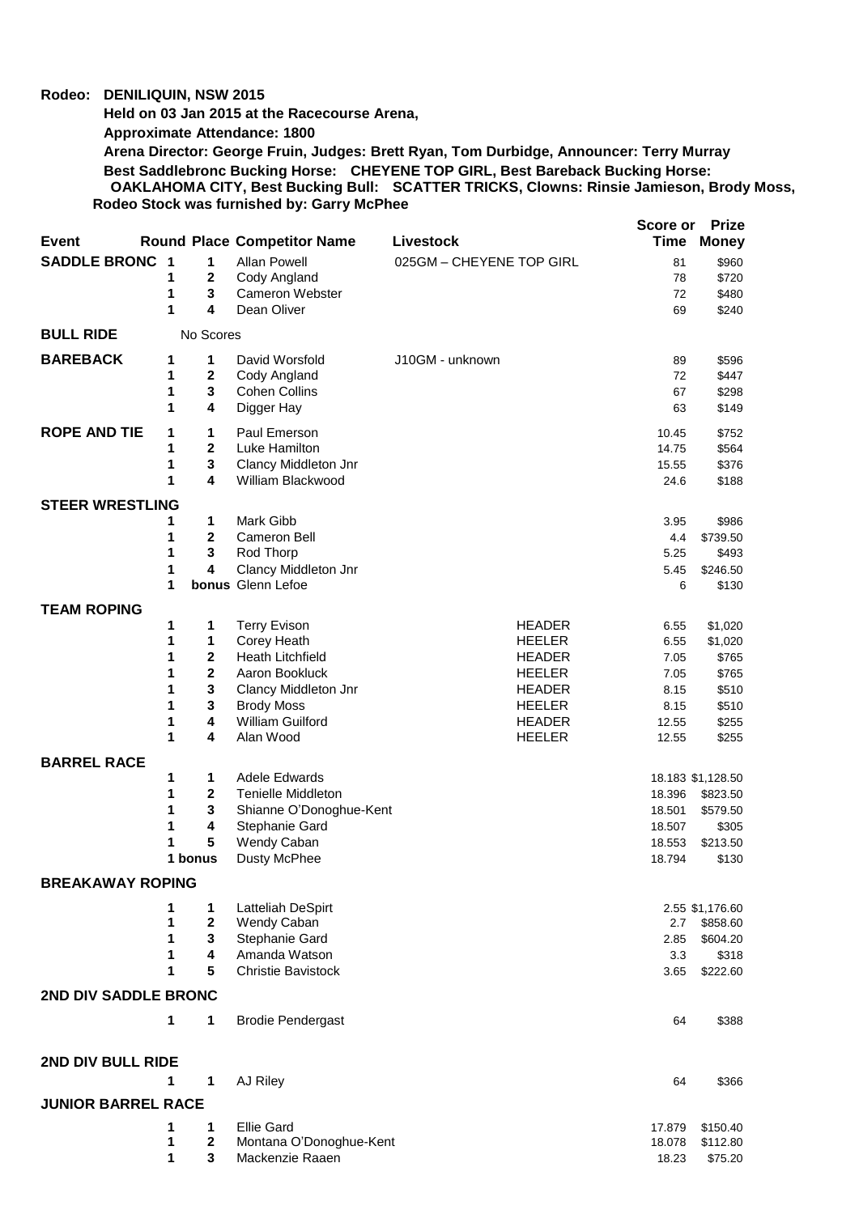**Rodeo: DENILIQUIN, NSW 2015**

**Held on 03 Jan 2015 at the Racecourse Arena,**

**Approximate Attendance: 1800**

**Arena Director: George Fruin, Judges: Brett Ryan, Tom Durbidge, Announcer: Terry Murray**

**Best Saddlebronc Bucking Horse: CHEYENE TOP GIRL, Best Bareback Bucking Horse: OAKLAHOMA CITY, Best Bucking Bull: SCATTER TRICKS, Clowns: Rinsie Jamieson, Brody Moss,**

**Rodeo Stock was furnished by: Garry McPhee**

| Event | Round | Place | Competitor Name | Livestock | | Score or Time | Prize Money |
|---|---|---|---|---|---|---|---|
| **SADDLE BRONC** | 1 | 1 | Allan Powell | 025GM – CHEYENE TOP GIRL | | 81 | $960 |
| | 1 | 2 | Cody Angland | | | 78 | $720 |
| | 1 | 3 | Cameron Webster | | | 72 | $480 |
| | 1 | 4 | Dean Oliver | | | 69 | $240 |
| **BULL RIDE** | No Scores | | | | | | |
| **BAREBACK** | 1 | 1 | David Worsfold | J10GM - unknown | | 89 | $596 |
| | 1 | 2 | Cody Angland | | | 72 | $447 |
| | 1 | 3 | Cohen Collins | | | 67 | $298 |
| | 1 | 4 | Digger Hay | | | 63 | $149 |
| **ROPE AND TIE** | 1 | 1 | Paul Emerson | | | 10.45 | $752 |
| | 1 | 2 | Luke Hamilton | | | 14.75 | $564 |
| | 1 | 3 | Clancy Middleton Jnr | | | 15.55 | $376 |
| | 1 | 4 | William Blackwood | | | 24.6 | $188 |
| **STEER WRESTLING** | | | | | | | |
| | 1 | 1 | Mark Gibb | | | 3.95 | $986 |
| | 1 | 2 | Cameron Bell | | | 4.4 | $739.50 |
| | 1 | 3 | Rod Thorp | | | 5.25 | $493 |
| | 1 | 4 | Clancy Middleton Jnr | | | 5.45 | $246.50 |
| | 1 | bonus | Glenn Lefoe | | | 6 | $130 |
| **TEAM ROPING** | | | | | | | |
| | 1 | 1 | Terry Evison | | HEADER | 6.55 | $1,020 |
| | 1 | 1 | Corey Heath | | HEELER | 6.55 | $1,020 |
| | 1 | 2 | Heath Litchfield | | HEADER | 7.05 | $765 |
| | 1 | 2 | Aaron Bookluck | | HEELER | 7.05 | $765 |
| | 1 | 3 | Clancy Middleton Jnr | | HEADER | 8.15 | $510 |
| | 1 | 3 | Brody Moss | | HEELER | 8.15 | $510 |
| | 1 | 4 | William Guilford | | HEADER | 12.55 | $255 |
| | 1 | 4 | Alan Wood | | HEELER | 12.55 | $255 |
| **BARREL RACE** | | | | | | | |
| | 1 | 1 | Adele Edwards | | | 18.183 | $1,128.50 |
| | 1 | 2 | Tenielle Middleton | | | 18.396 | $823.50 |
| | 1 | 3 | Shianne O'Donoghue-Kent | | | 18.501 | $579.50 |
| | 1 | 4 | Stephanie Gard | | | 18.507 | $305 |
| | 1 | 5 | Wendy Caban | | | 18.553 | $213.50 |
| | 1 | bonus | Dusty McPhee | | | 18.794 | $130 |
| **BREAKAWAY ROPING** | | | | | | | |
| | 1 | 1 | Latteliah DeSpirt | | | 2.55 | $1,176.60 |
| | 1 | 2 | Wendy Caban | | | 2.7 | $858.60 |
| | 1 | 3 | Stephanie Gard | | | 2.85 | $604.20 |
| | 1 | 4 | Amanda Watson | | | 3.3 | $318 |
| | 1 | 5 | Christie Bavistock | | | 3.65 | $222.60 |
| **2ND DIV SADDLE BRONC** | | | | | | | |
| | 1 | 1 | Brodie Pendergast | | | 64 | $388 |
| **2ND DIV BULL RIDE** | | | | | | | |
| | 1 | 1 | AJ Riley | | | 64 | $366 |
| **JUNIOR BARREL RACE** | | | | | | | |
| | 1 | 1 | Ellie Gard | | | 17.879 | $150.40 |
| | 1 | 2 | Montana O'Donoghue-Kent | | | 18.078 | $112.80 |
| | 1 | 3 | Mackenzie Raaen | | | 18.23 | $75.20 |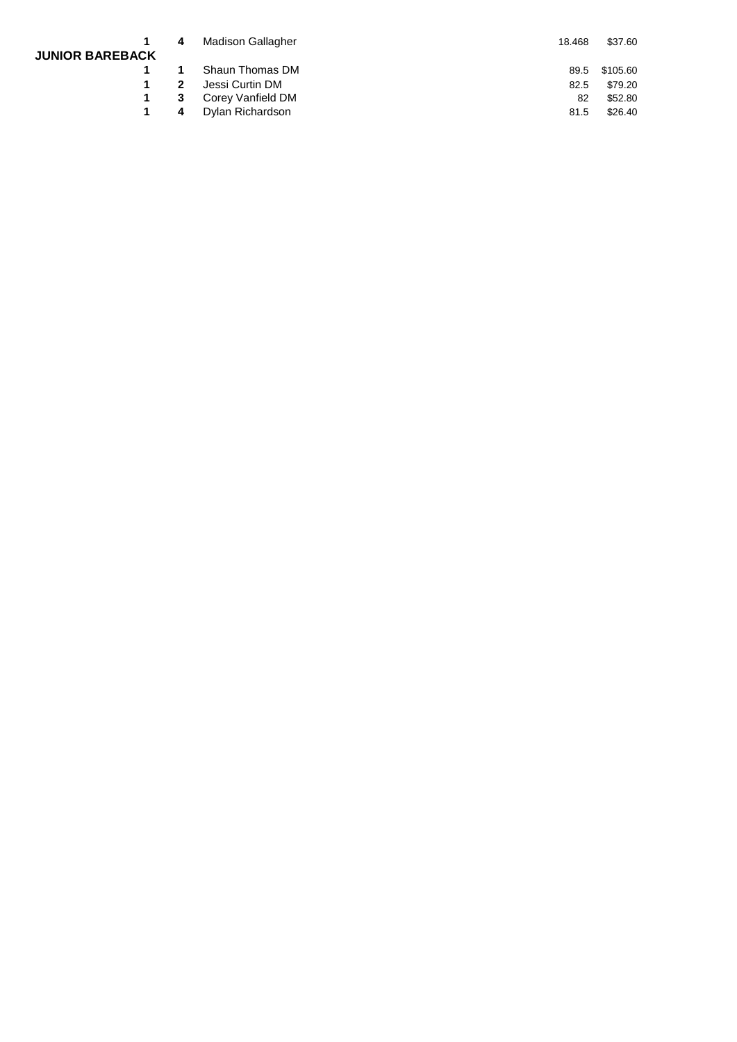| | | | | |
|---|---|---|---|---|
| 1 | 4 | Madison Gallagher | 18.468 | $37.60 |

**JUNIOR BAREBACK**

| | | | | |
|---|---|---|---|---|
| 1 | 1 | Shaun Thomas DM | 89.5 | $105.60 |
| 1 | 2 | Jessi Curtin DM | 82.5 | $79.20 |
| 1 | 3 | Corey Vanfield DM | 82 | $52.80 |
| 1 | 4 | Dylan Richardson | 81.5 | $26.40 |